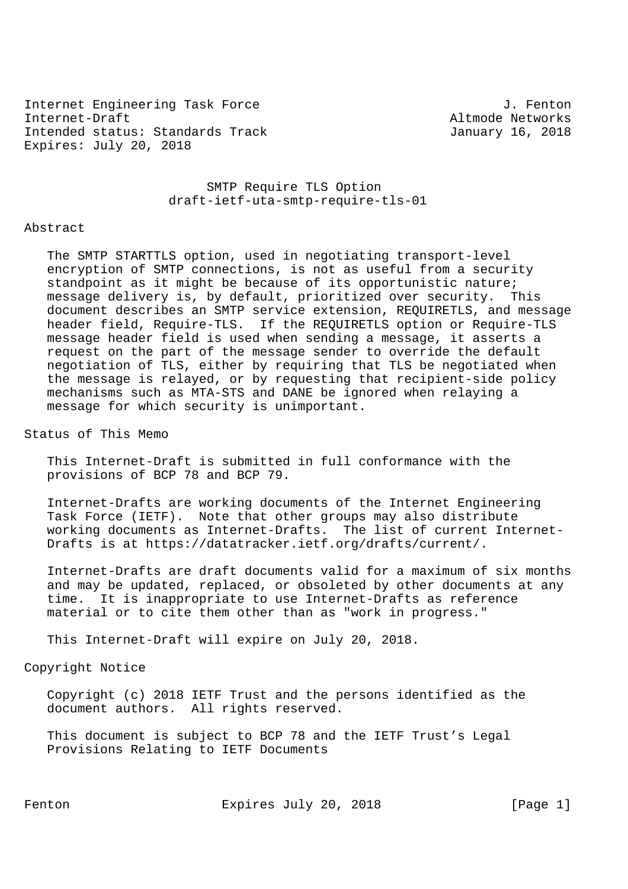Internet Engineering Task Force J. Fenton
Internet-Draft Altmode Networks
Intended status: Standards Track January 16, 2018
Expires: July 20, 2018

# SMTP Require TLS Option
draft-ietf-uta-smtp-require-tls-01

## Abstract

The SMTP STARTTLS option, used in negotiating transport-level encryption of SMTP connections, is not as useful from a security standpoint as it might be because of its opportunistic nature; message delivery is, by default, prioritized over security. This document describes an SMTP service extension, REQUIRETLS, and message header field, Require-TLS. If the REQUIRETLS option or Require-TLS message header field is used when sending a message, it asserts a request on the part of the message sender to override the default negotiation of TLS, either by requiring that TLS be negotiated when the message is relayed, or by requesting that recipient-side policy mechanisms such as MTA-STS and DANE be ignored when relaying a message for which security is unimportant.

## Status of This Memo

This Internet-Draft is submitted in full conformance with the provisions of BCP 78 and BCP 79.

Internet-Drafts are working documents of the Internet Engineering Task Force (IETF). Note that other groups may also distribute working documents as Internet-Drafts. The list of current Internet-Drafts is at https://datatracker.ietf.org/drafts/current/.

Internet-Drafts are draft documents valid for a maximum of six months and may be updated, replaced, or obsoleted by other documents at any time. It is inappropriate to use Internet-Drafts as reference material or to cite them other than as "work in progress."

This Internet-Draft will expire on July 20, 2018.

## Copyright Notice

Copyright (c) 2018 IETF Trust and the persons identified as the document authors. All rights reserved.

This document is subject to BCP 78 and the IETF Trust’s Legal Provisions Relating to IETF Documents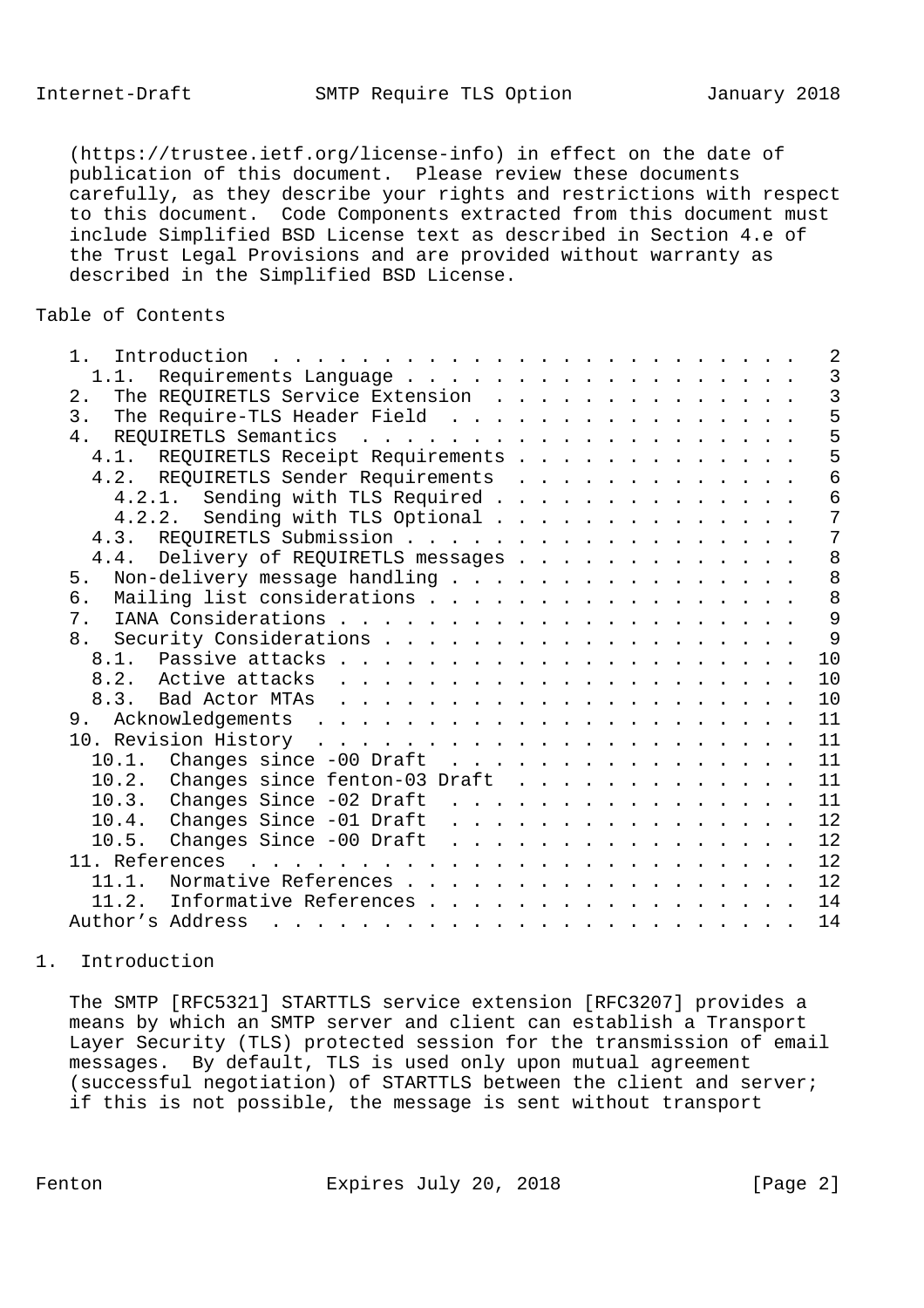(https://trustee.ietf.org/license-info) in effect on the date of publication of this document. Please review these documents carefully, as they describe your rights and restrictions with respect to this document. Code Components extracted from this document must include Simplified BSD License text as described in Section 4.e of the Trust Legal Provisions and are provided without warranty as described in the Simplified BSD License.

## Table of Contents

```
   1.  Introduction  . . . . . . . . . . . . . . . . . . . . . . . .   2
     1.1.  Requirements Language . . . . . . . . . . . . . . . . . .   3
   2.  The REQUIRETLS Service Extension  . . . . . . . . . . . . . .   3
   3.  The Require-TLS Header Field  . . . . . . . . . . . . . . . .   5
   4.  REQUIRETLS Semantics  . . . . . . . . . . . . . . . . . . . .   5
     4.1.  REQUIRETLS Receipt Requirements . . . . . . . . . . . . .   5
     4.2.  REQUIRETLS Sender Requirements  . . . . . . . . . . . . .   6
       4.2.1.  Sending with TLS Required . . . . . . . . . . . . . .   6
       4.2.2.  Sending with TLS Optional . . . . . . . . . . . . . .   7
     4.3.  REQUIRETLS Submission . . . . . . . . . . . . . . . . . .   7
     4.4.  Delivery of REQUIRETLS messages . . . . . . . . . . . . .   8
   5.  Non-delivery message handling . . . . . . . . . . . . . . . .   8
   6.  Mailing list considerations . . . . . . . . . . . . . . . . .   8
   7.  IANA Considerations . . . . . . . . . . . . . . . . . . . . .   9
   8.  Security Considerations . . . . . . . . . . . . . . . . . . .   9
     8.1.  Passive attacks . . . . . . . . . . . . . . . . . . . . .  10
     8.2.  Active attacks  . . . . . . . . . . . . . . . . . . . . .  10
     8.3.  Bad Actor MTAs  . . . . . . . . . . . . . . . . . . . . .  10
   9.  Acknowledgements  . . . . . . . . . . . . . . . . . . . . . .  11
   10. Revision History  . . . . . . . . . . . . . . . . . . . . . .  11
     10.1.  Changes since -00 Draft  . . . . . . . . . . . . . . . .  11
     10.2.  Changes since fenton-03 Draft  . . . . . . . . . . . . .  11
     10.3.  Changes Since -02 Draft  . . . . . . . . . . . . . . . .  11
     10.4.  Changes Since -01 Draft  . . . . . . . . . . . . . . . .  12
     10.5.  Changes Since -00 Draft  . . . . . . . . . . . . . . . .  12
   11. References  . . . . . . . . . . . . . . . . . . . . . . . . .  12
     11.1.  Normative References . . . . . . . . . . . . . . . . . .  12
     11.2.  Informative References . . . . . . . . . . . . . . . . .  14
   Author's Address  . . . . . . . . . . . . . . . . . . . . . . . .  14
```

## 1. Introduction

The SMTP [RFC5321] STARTTLS service extension [RFC3207] provides a means by which an SMTP server and client can establish a Transport Layer Security (TLS) protected session for the transmission of email messages. By default, TLS is used only upon mutual agreement (successful negotiation) of STARTTLS between the client and server; if this is not possible, the message is sent without transport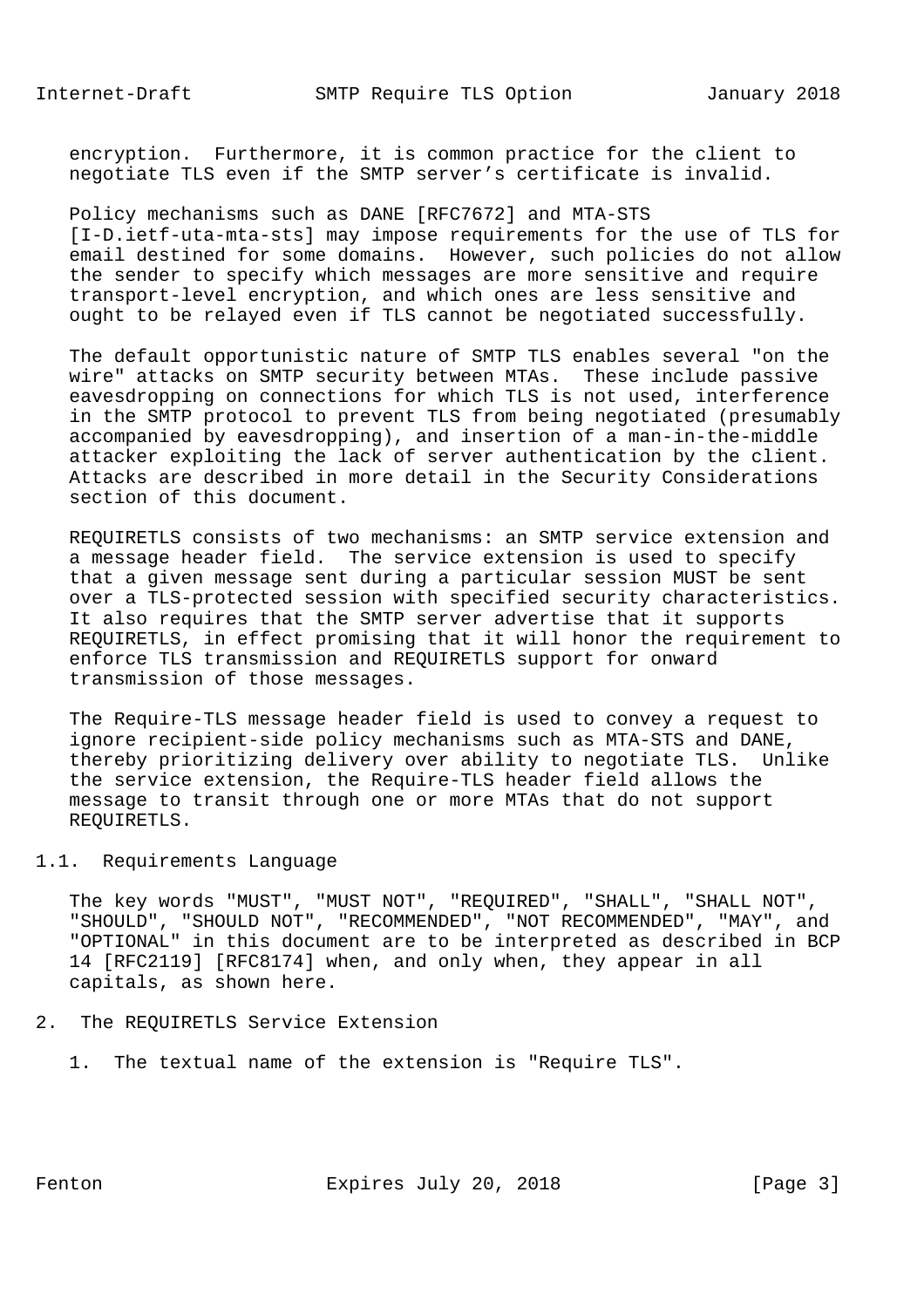encryption. Furthermore, it is common practice for the client to negotiate TLS even if the SMTP server's certificate is invalid.

Policy mechanisms such as DANE [RFC7672] and MTA-STS [I-D.ietf-uta-mta-sts] may impose requirements for the use of TLS for email destined for some domains. However, such policies do not allow the sender to specify which messages are more sensitive and require transport-level encryption, and which ones are less sensitive and ought to be relayed even if TLS cannot be negotiated successfully.

The default opportunistic nature of SMTP TLS enables several "on the wire" attacks on SMTP security between MTAs. These include passive eavesdropping on connections for which TLS is not used, interference in the SMTP protocol to prevent TLS from being negotiated (presumably accompanied by eavesdropping), and insertion of a man-in-the-middle attacker exploiting the lack of server authentication by the client. Attacks are described in more detail in the Security Considerations section of this document.

REQUIRETLS consists of two mechanisms: an SMTP service extension and a message header field. The service extension is used to specify that a given message sent during a particular session MUST be sent over a TLS-protected session with specified security characteristics. It also requires that the SMTP server advertise that it supports REQUIRETLS, in effect promising that it will honor the requirement to enforce TLS transmission and REQUIRETLS support for onward transmission of those messages.

The Require-TLS message header field is used to convey a request to ignore recipient-side policy mechanisms such as MTA-STS and DANE, thereby prioritizing delivery over ability to negotiate TLS. Unlike the service extension, the Require-TLS header field allows the message to transit through one or more MTAs that do not support REQUIRETLS.

### 1.1. Requirements Language

The key words "MUST", "MUST NOT", "REQUIRED", "SHALL", "SHALL NOT", "SHOULD", "SHOULD NOT", "RECOMMENDED", "NOT RECOMMENDED", "MAY", and "OPTIONAL" in this document are to be interpreted as described in BCP 14 [RFC2119] [RFC8174] when, and only when, they appear in all capitals, as shown here.

## 2. The REQUIRETLS Service Extension

1. The textual name of the extension is "Require TLS".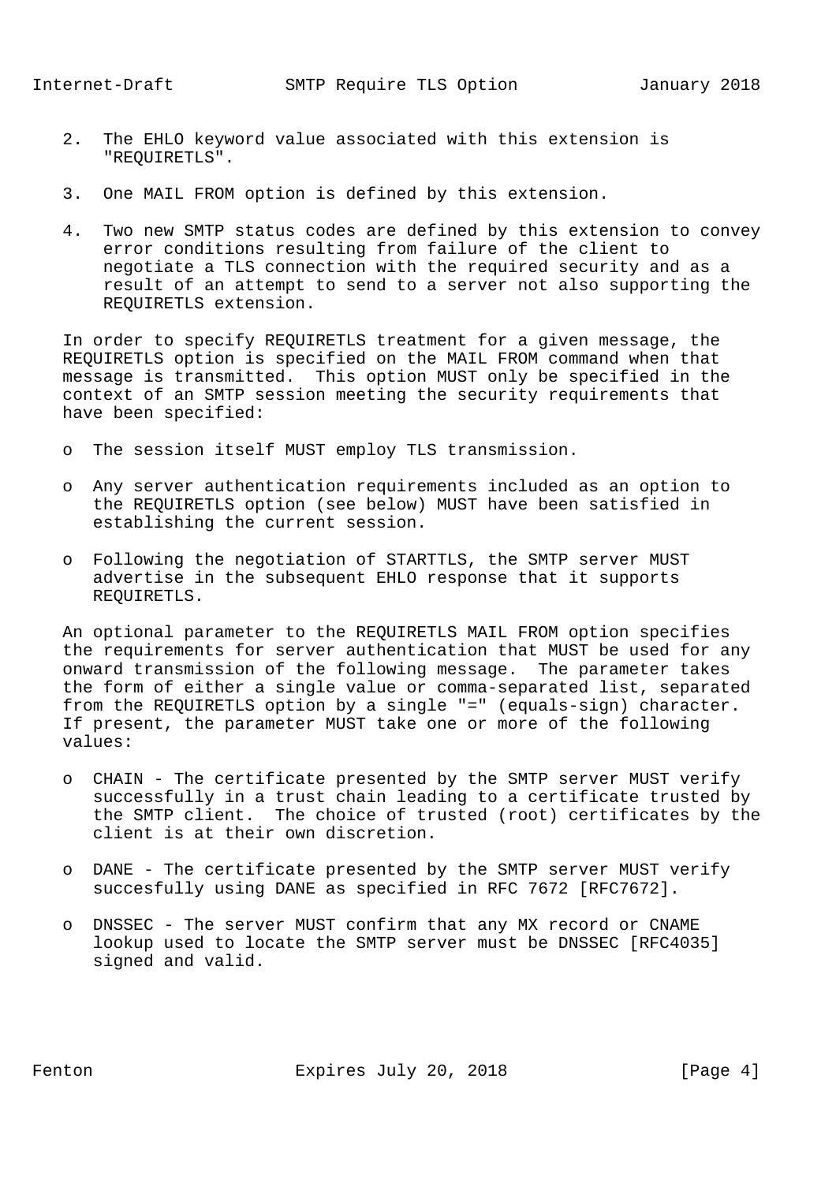2. The EHLO keyword value associated with this extension is "REQUIRETLS".

3. One MAIL FROM option is defined by this extension.

4. Two new SMTP status codes are defined by this extension to convey error conditions resulting from failure of the client to negotiate a TLS connection with the required security and as a result of an attempt to send to a server not also supporting the REQUIRETLS extension.

In order to specify REQUIRETLS treatment for a given message, the REQUIRETLS option is specified on the MAIL FROM command when that message is transmitted. This option MUST only be specified in the context of an SMTP session meeting the security requirements that have been specified:

- The session itself MUST employ TLS transmission.

- Any server authentication requirements included as an option to the REQUIRETLS option (see below) MUST have been satisfied in establishing the current session.

- Following the negotiation of STARTTLS, the SMTP server MUST advertise in the subsequent EHLO response that it supports REQUIRETLS.

An optional parameter to the REQUIRETLS MAIL FROM option specifies the requirements for server authentication that MUST be used for any onward transmission of the following message. The parameter takes the form of either a single value or comma-separated list, separated from the REQUIRETLS option by a single "=" (equals-sign) character. If present, the parameter MUST take one or more of the following values:

- CHAIN - The certificate presented by the SMTP server MUST verify successfully in a trust chain leading to a certificate trusted by the SMTP client. The choice of trusted (root) certificates by the client is at their own discretion.

- DANE - The certificate presented by the SMTP server MUST verify succesfully using DANE as specified in RFC 7672 [RFC7672].

- DNSSEC - The server MUST confirm that any MX record or CNAME lookup used to locate the SMTP server must be DNSSEC [RFC4035] signed and valid.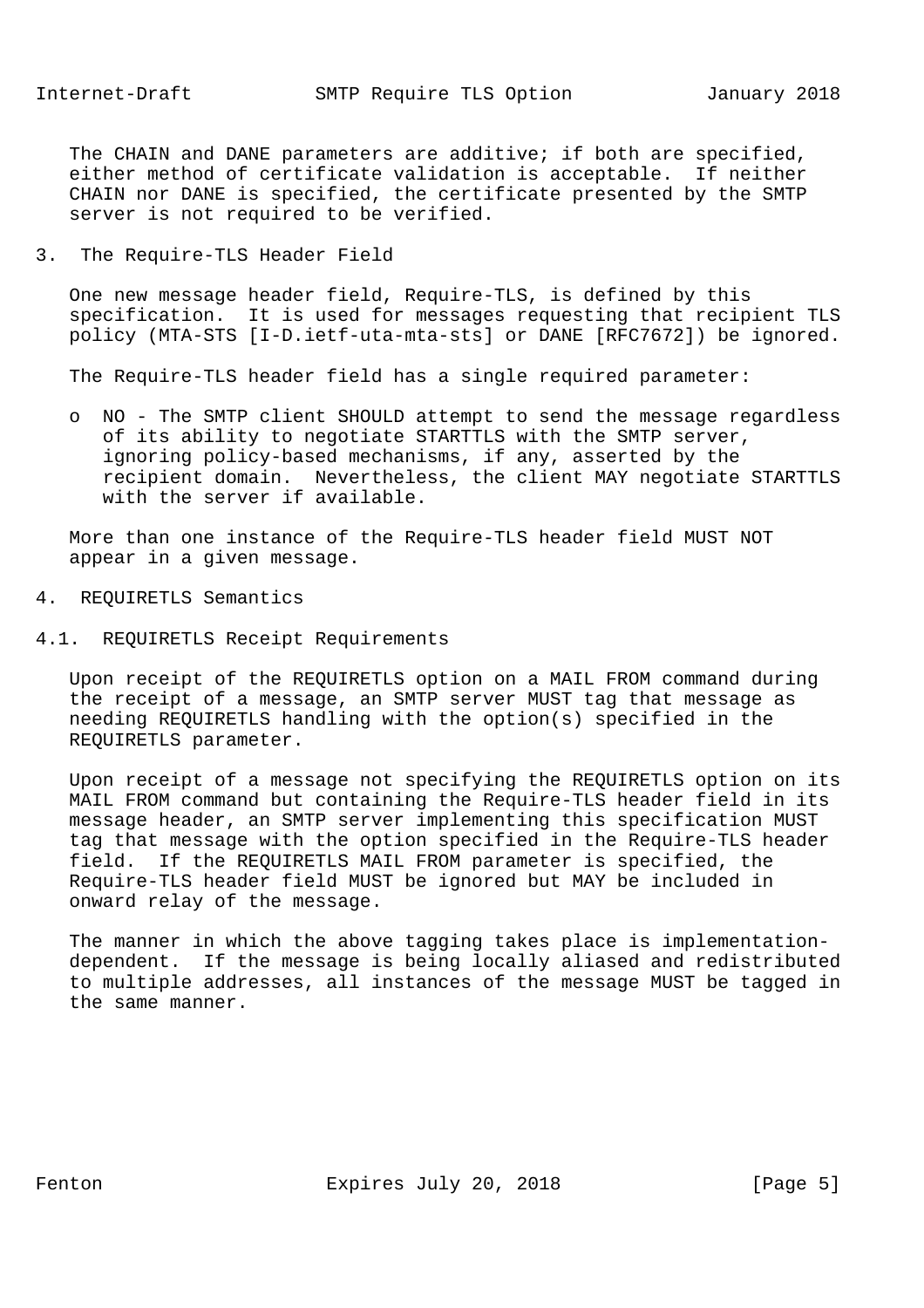The CHAIN and DANE parameters are additive; if both are specified, either method of certificate validation is acceptable. If neither CHAIN nor DANE is specified, the certificate presented by the SMTP server is not required to be verified.

## 3. The Require-TLS Header Field

One new message header field, Require-TLS, is defined by this specification. It is used for messages requesting that recipient TLS policy (MTA-STS [I-D.ietf-uta-mta-sts] or DANE [RFC7672]) be ignored.

The Require-TLS header field has a single required parameter:

- NO - The SMTP client SHOULD attempt to send the message regardless of its ability to negotiate STARTTLS with the SMTP server, ignoring policy-based mechanisms, if any, asserted by the recipient domain. Nevertheless, the client MAY negotiate STARTTLS with the server if available.

More than one instance of the Require-TLS header field MUST NOT appear in a given message.

## 4. REQUIRETLS Semantics

### 4.1. REQUIRETLS Receipt Requirements

Upon receipt of the REQUIRETLS option on a MAIL FROM command during the receipt of a message, an SMTP server MUST tag that message as needing REQUIRETLS handling with the option(s) specified in the REQUIRETLS parameter.

Upon receipt of a message not specifying the REQUIRETLS option on its MAIL FROM command but containing the Require-TLS header field in its message header, an SMTP server implementing this specification MUST tag that message with the option specified in the Require-TLS header field. If the REQUIRETLS MAIL FROM parameter is specified, the Require-TLS header field MUST be ignored but MAY be included in onward relay of the message.

The manner in which the above tagging takes place is implementation-dependent. If the message is being locally aliased and redistributed to multiple addresses, all instances of the message MUST be tagged in the same manner.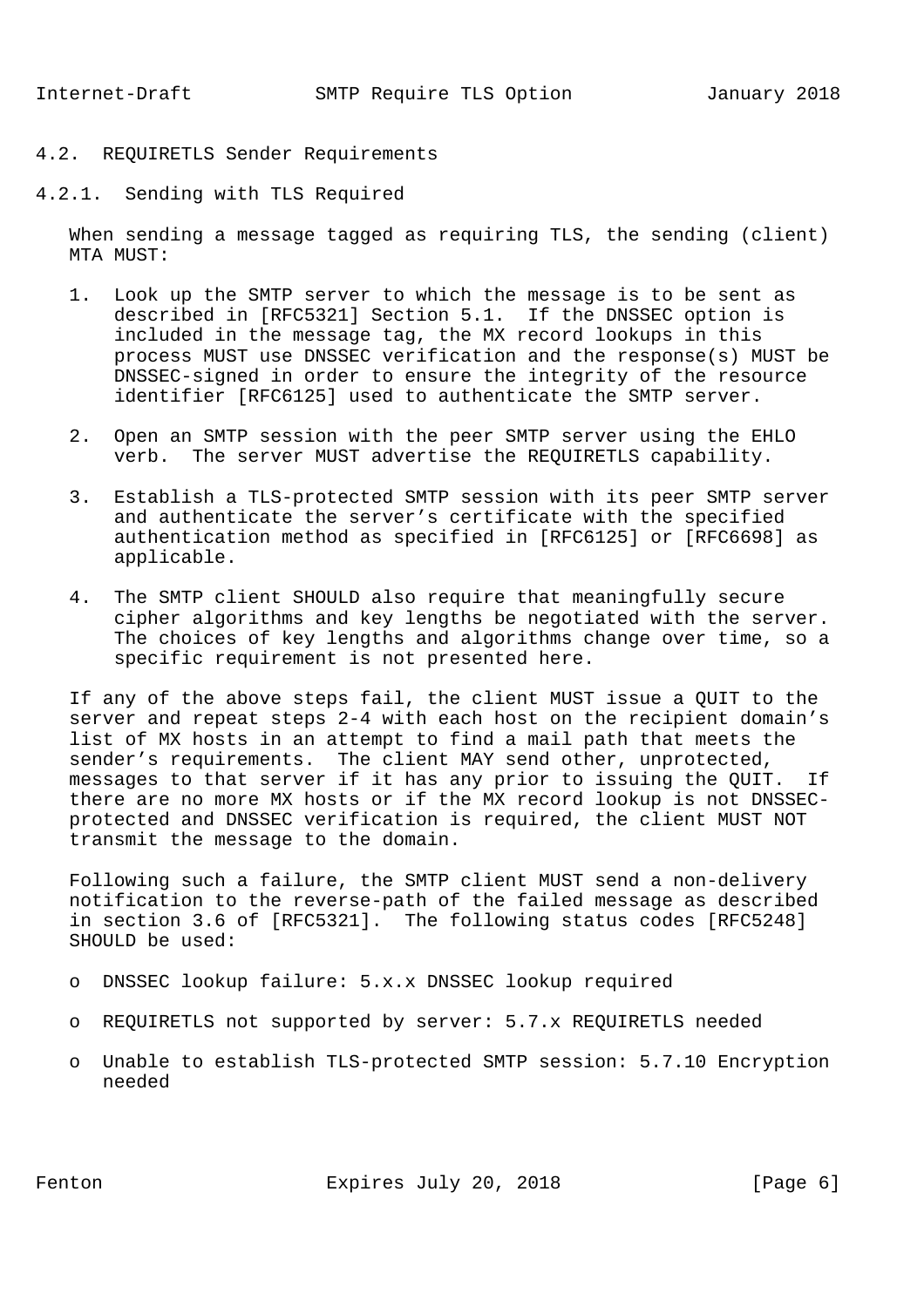## 4.2. REQUIRETLS Sender Requirements

### 4.2.1. Sending with TLS Required

When sending a message tagged as requiring TLS, the sending (client) MTA MUST:

1. Look up the SMTP server to which the message is to be sent as described in [RFC5321] Section 5.1. If the DNSSEC option is included in the message tag, the MX record lookups in this process MUST use DNSSEC verification and the response(s) MUST be DNSSEC-signed in order to ensure the integrity of the resource identifier [RFC6125] used to authenticate the SMTP server.

2. Open an SMTP session with the peer SMTP server using the EHLO verb. The server MUST advertise the REQUIRETLS capability.

3. Establish a TLS-protected SMTP session with its peer SMTP server and authenticate the server's certificate with the specified authentication method as specified in [RFC6125] or [RFC6698] as applicable.

4. The SMTP client SHOULD also require that meaningfully secure cipher algorithms and key lengths be negotiated with the server. The choices of key lengths and algorithms change over time, so a specific requirement is not presented here.

If any of the above steps fail, the client MUST issue a QUIT to the server and repeat steps 2-4 with each host on the recipient domain's list of MX hosts in an attempt to find a mail path that meets the sender's requirements. The client MAY send other, unprotected, messages to that server if it has any prior to issuing the QUIT. If there are no more MX hosts or if the MX record lookup is not DNSSEC-protected and DNSSEC verification is required, the client MUST NOT transmit the message to the domain.

Following such a failure, the SMTP client MUST send a non-delivery notification to the reverse-path of the failed message as described in section 3.6 of [RFC5321]. The following status codes [RFC5248] SHOULD be used:

- DNSSEC lookup failure: 5.x.x DNSSEC lookup required
- REQUIRETLS not supported by server: 5.7.x REQUIRETLS needed
- Unable to establish TLS-protected SMTP session: 5.7.10 Encryption needed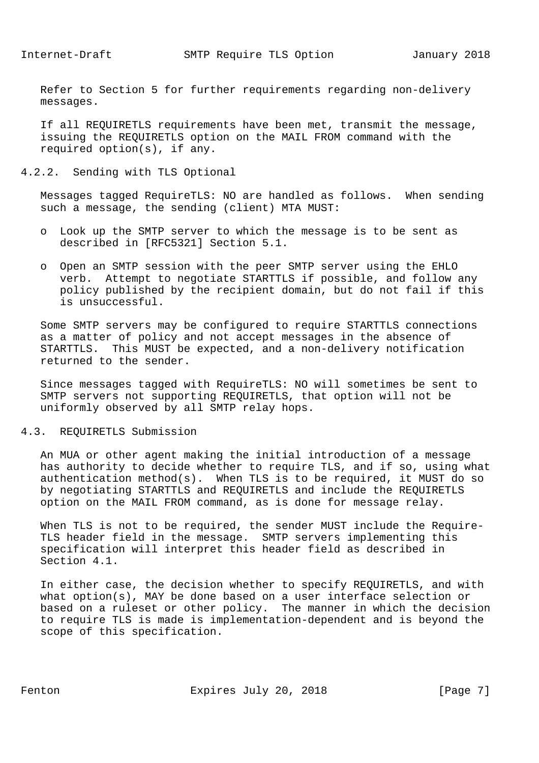Refer to Section 5 for further requirements regarding non-delivery messages.

If all REQUIRETLS requirements have been met, transmit the message, issuing the REQUIRETLS option on the MAIL FROM command with the required option(s), if any.

#### 4.2.2. Sending with TLS Optional

Messages tagged RequireTLS: NO are handled as follows. When sending such a message, the sending (client) MTA MUST:

- o Look up the SMTP server to which the message is to be sent as described in [RFC5321] Section 5.1.
- o Open an SMTP session with the peer SMTP server using the EHLO verb. Attempt to negotiate STARTTLS if possible, and follow any policy published by the recipient domain, but do not fail if this is unsuccessful.

Some SMTP servers may be configured to require STARTTLS connections as a matter of policy and not accept messages in the absence of STARTTLS. This MUST be expected, and a non-delivery notification returned to the sender.

Since messages tagged with RequireTLS: NO will sometimes be sent to SMTP servers not supporting REQUIRETLS, that option will not be uniformly observed by all SMTP relay hops.

### 4.3. REQUIRETLS Submission

An MUA or other agent making the initial introduction of a message has authority to decide whether to require TLS, and if so, using what authentication method(s). When TLS is to be required, it MUST do so by negotiating STARTTLS and REQUIRETLS and include the REQUIRETLS option on the MAIL FROM command, as is done for message relay.

When TLS is not to be required, the sender MUST include the Require-TLS header field in the message. SMTP servers implementing this specification will interpret this header field as described in Section 4.1.

In either case, the decision whether to specify REQUIRETLS, and with what option(s), MAY be done based on a user interface selection or based on a ruleset or other policy. The manner in which the decision to require TLS is made is implementation-dependent and is beyond the scope of this specification.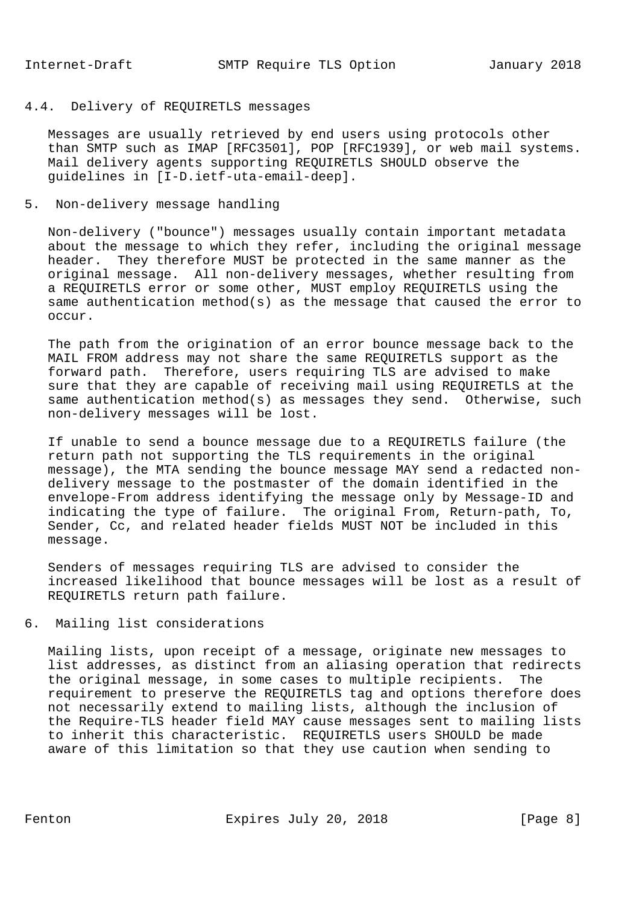### 4.4. Delivery of REQUIRETLS messages

Messages are usually retrieved by end users using protocols other than SMTP such as IMAP [RFC3501], POP [RFC1939], or web mail systems. Mail delivery agents supporting REQUIRETLS SHOULD observe the guidelines in [I-D.ietf-uta-email-deep].

## 5. Non-delivery message handling

Non-delivery ("bounce") messages usually contain important metadata about the message to which they refer, including the original message header. They therefore MUST be protected in the same manner as the original message. All non-delivery messages, whether resulting from a REQUIRETLS error or some other, MUST employ REQUIRETLS using the same authentication method(s) as the message that caused the error to occur.

The path from the origination of an error bounce message back to the MAIL FROM address may not share the same REQUIRETLS support as the forward path. Therefore, users requiring TLS are advised to make sure that they are capable of receiving mail using REQUIRETLS at the same authentication method(s) as messages they send. Otherwise, such non-delivery messages will be lost.

If unable to send a bounce message due to a REQUIRETLS failure (the return path not supporting the TLS requirements in the original message), the MTA sending the bounce message MAY send a redacted non-delivery message to the postmaster of the domain identified in the envelope-From address identifying the message only by Message-ID and indicating the type of failure. The original From, Return-path, To, Sender, Cc, and related header fields MUST NOT be included in this message.

Senders of messages requiring TLS are advised to consider the increased likelihood that bounce messages will be lost as a result of REQUIRETLS return path failure.

## 6. Mailing list considerations

Mailing lists, upon receipt of a message, originate new messages to list addresses, as distinct from an aliasing operation that redirects the original message, in some cases to multiple recipients. The requirement to preserve the REQUIRETLS tag and options therefore does not necessarily extend to mailing lists, although the inclusion of the Require-TLS header field MAY cause messages sent to mailing lists to inherit this characteristic. REQUIRETLS users SHOULD be made aware of this limitation so that they use caution when sending to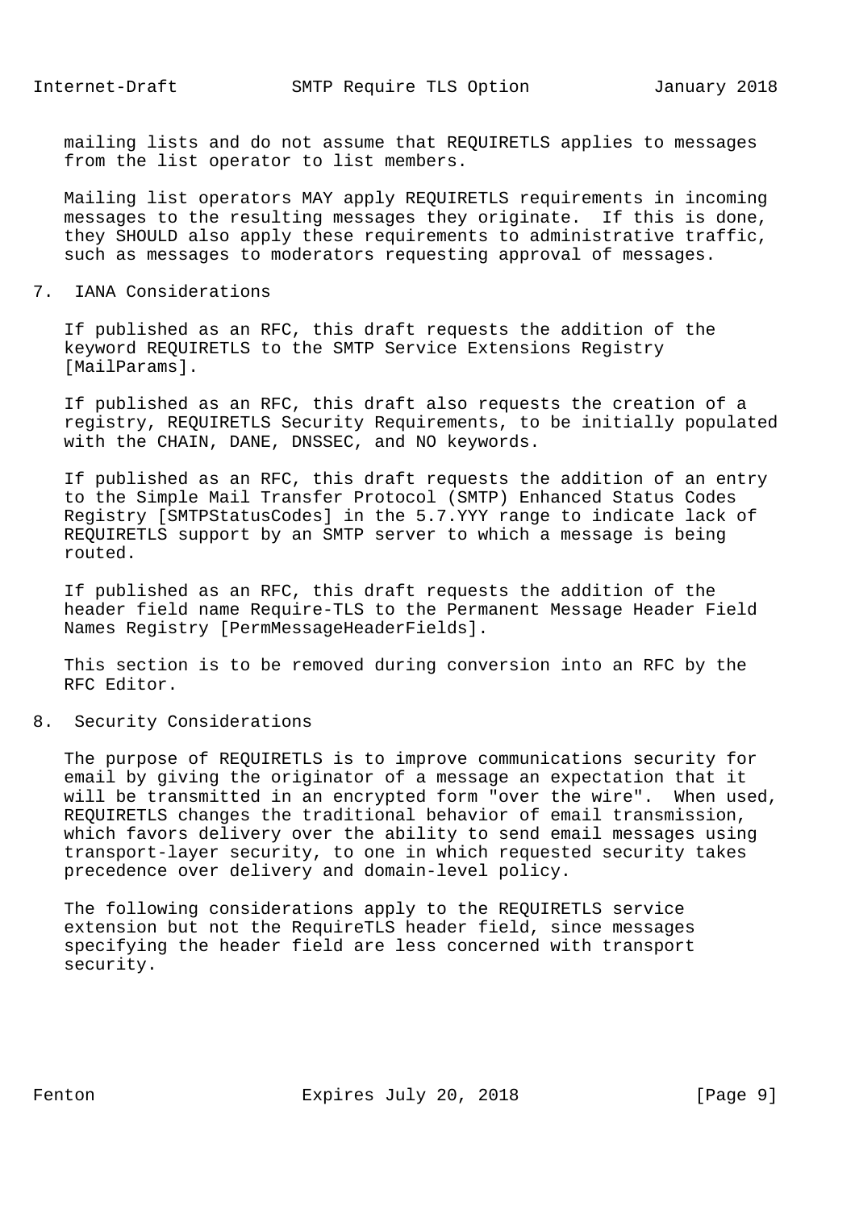mailing lists and do not assume that REQUIRETLS applies to messages from the list operator to list members.

Mailing list operators MAY apply REQUIRETLS requirements in incoming messages to the resulting messages they originate. If this is done, they SHOULD also apply these requirements to administrative traffic, such as messages to moderators requesting approval of messages.

## 7. IANA Considerations

If published as an RFC, this draft requests the addition of the keyword REQUIRETLS to the SMTP Service Extensions Registry [MailParams].

If published as an RFC, this draft also requests the creation of a registry, REQUIRETLS Security Requirements, to be initially populated with the CHAIN, DANE, DNSSEC, and NO keywords.

If published as an RFC, this draft requests the addition of an entry to the Simple Mail Transfer Protocol (SMTP) Enhanced Status Codes Registry [SMTPStatusCodes] in the 5.7.YYY range to indicate lack of REQUIRETLS support by an SMTP server to which a message is being routed.

If published as an RFC, this draft requests the addition of the header field name Require-TLS to the Permanent Message Header Field Names Registry [PermMessageHeaderFields].

This section is to be removed during conversion into an RFC by the RFC Editor.

## 8. Security Considerations

The purpose of REQUIRETLS is to improve communications security for email by giving the originator of a message an expectation that it will be transmitted in an encrypted form "over the wire". When used, REQUIRETLS changes the traditional behavior of email transmission, which favors delivery over the ability to send email messages using transport-layer security, to one in which requested security takes precedence over delivery and domain-level policy.

The following considerations apply to the REQUIRETLS service extension but not the RequireTLS header field, since messages specifying the header field are less concerned with transport security.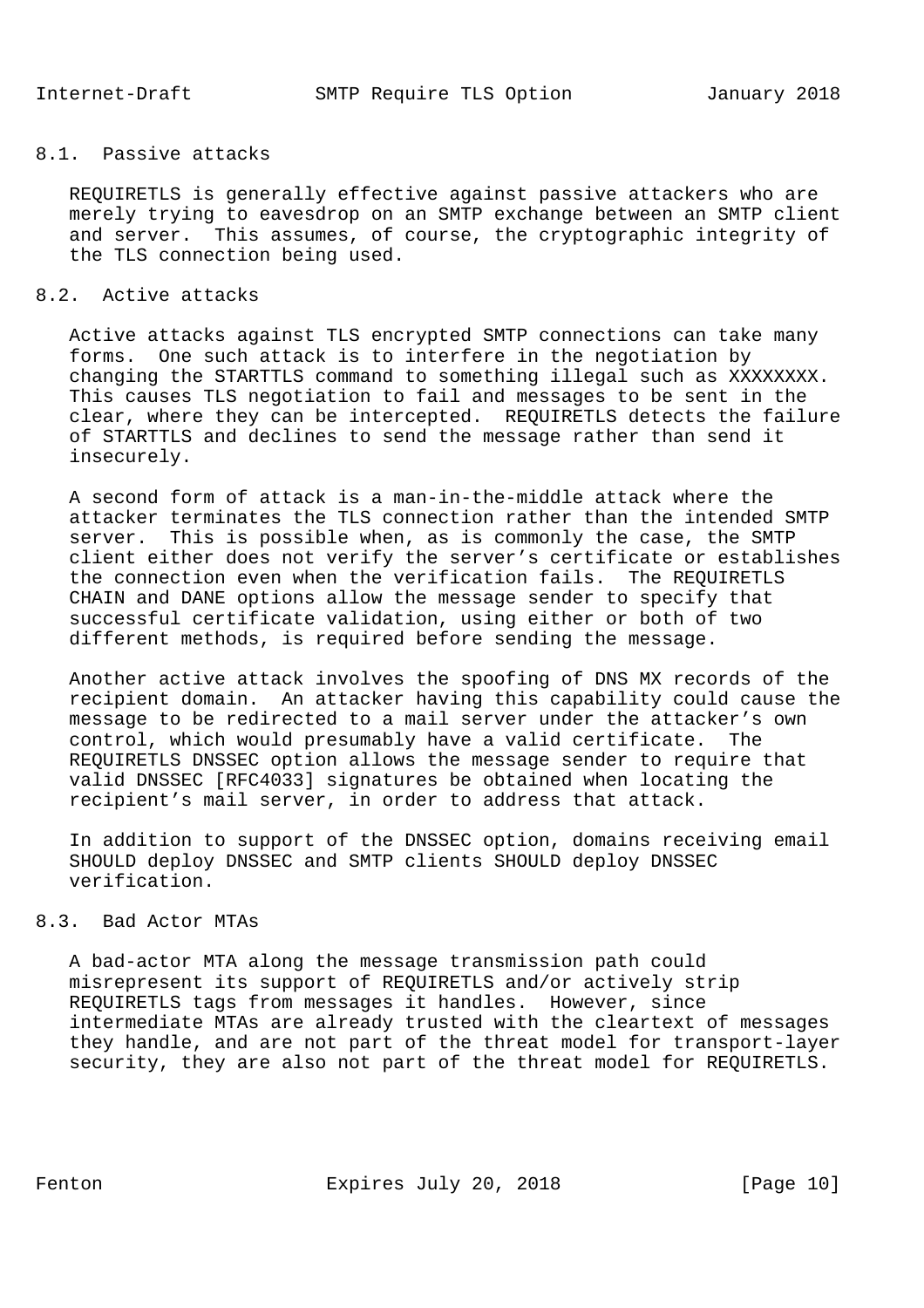### 8.1. Passive attacks

REQUIRETLS is generally effective against passive attackers who are merely trying to eavesdrop on an SMTP exchange between an SMTP client and server. This assumes, of course, the cryptographic integrity of the TLS connection being used.

### 8.2. Active attacks

Active attacks against TLS encrypted SMTP connections can take many forms. One such attack is to interfere in the negotiation by changing the STARTTLS command to something illegal such as XXXXXXXX. This causes TLS negotiation to fail and messages to be sent in the clear, where they can be intercepted. REQUIRETLS detects the failure of STARTTLS and declines to send the message rather than send it insecurely.

A second form of attack is a man-in-the-middle attack where the attacker terminates the TLS connection rather than the intended SMTP server. This is possible when, as is commonly the case, the SMTP client either does not verify the server's certificate or establishes the connection even when the verification fails. The REQUIRETLS CHAIN and DANE options allow the message sender to specify that successful certificate validation, using either or both of two different methods, is required before sending the message.

Another active attack involves the spoofing of DNS MX records of the recipient domain. An attacker having this capability could cause the message to be redirected to a mail server under the attacker's own control, which would presumably have a valid certificate. The REQUIRETLS DNSSEC option allows the message sender to require that valid DNSSEC [RFC4033] signatures be obtained when locating the recipient's mail server, in order to address that attack.

In addition to support of the DNSSEC option, domains receiving email SHOULD deploy DNSSEC and SMTP clients SHOULD deploy DNSSEC verification.

### 8.3. Bad Actor MTAs

A bad-actor MTA along the message transmission path could misrepresent its support of REQUIRETLS and/or actively strip REQUIRETLS tags from messages it handles. However, since intermediate MTAs are already trusted with the cleartext of messages they handle, and are not part of the threat model for transport-layer security, they are also not part of the threat model for REQUIRETLS.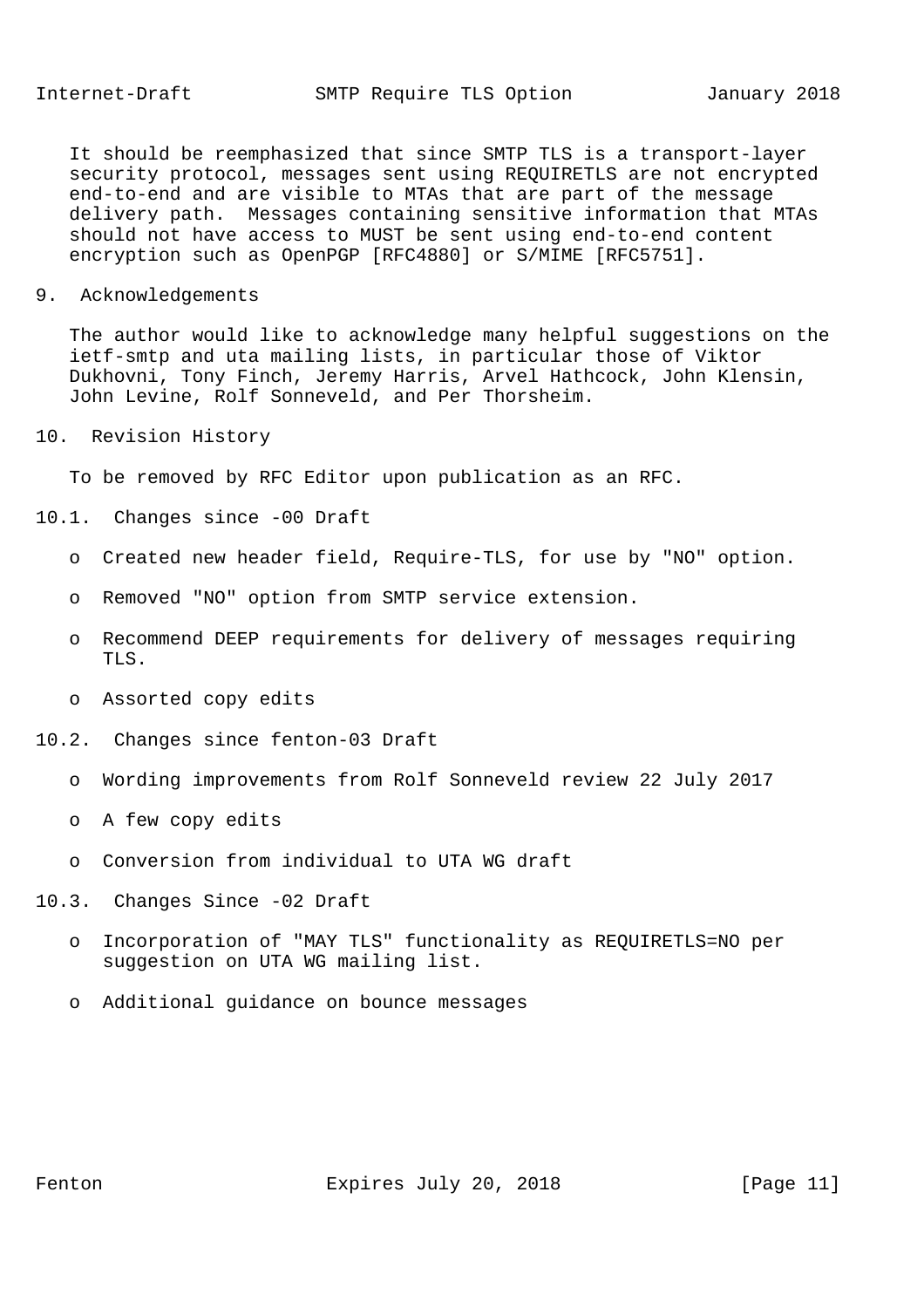It should be reemphasized that since SMTP TLS is a transport-layer security protocol, messages sent using REQUIRETLS are not encrypted end-to-end and are visible to MTAs that are part of the message delivery path. Messages containing sensitive information that MTAs should not have access to MUST be sent using end-to-end content encryption such as OpenPGP [RFC4880] or S/MIME [RFC5751].

## 9. Acknowledgements

The author would like to acknowledge many helpful suggestions on the ietf-smtp and uta mailing lists, in particular those of Viktor Dukhovni, Tony Finch, Jeremy Harris, Arvel Hathcock, John Klensin, John Levine, Rolf Sonneveld, and Per Thorsheim.

## 10. Revision History

To be removed by RFC Editor upon publication as an RFC.

### 10.1. Changes since -00 Draft

- Created new header field, Require-TLS, for use by "NO" option.
- Removed "NO" option from SMTP service extension.
- Recommend DEEP requirements for delivery of messages requiring TLS.
- Assorted copy edits

### 10.2. Changes since fenton-03 Draft

- Wording improvements from Rolf Sonneveld review 22 July 2017
- A few copy edits
- Conversion from individual to UTA WG draft

### 10.3. Changes Since -02 Draft

- Incorporation of "MAY TLS" functionality as REQUIRETLS=NO per suggestion on UTA WG mailing list.
- Additional guidance on bounce messages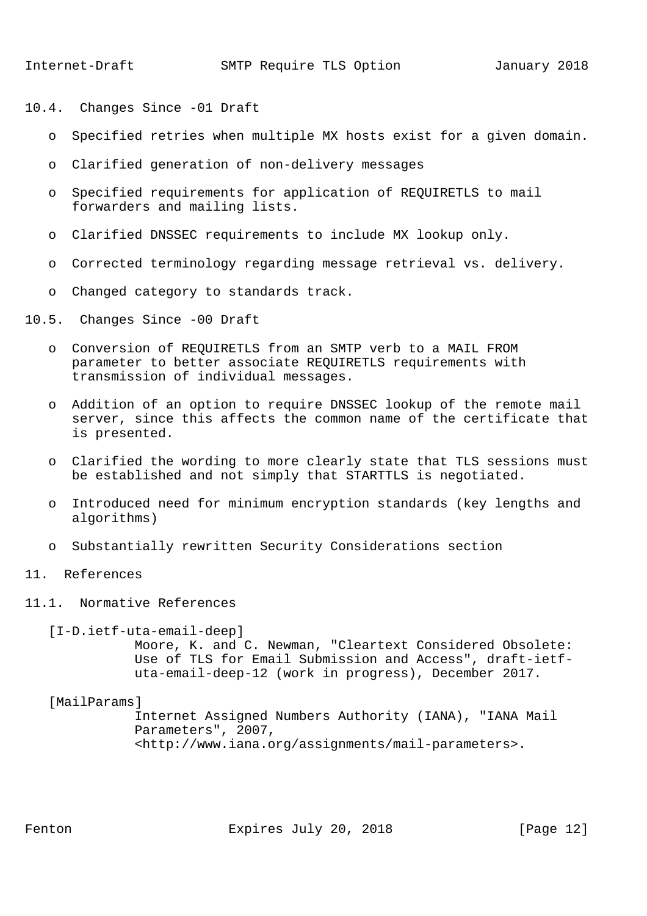### 10.4. Changes Since -01 Draft

- Specified retries when multiple MX hosts exist for a given domain.
- Clarified generation of non-delivery messages
- Specified requirements for application of REQUIRETLS to mail forwarders and mailing lists.
- Clarified DNSSEC requirements to include MX lookup only.
- Corrected terminology regarding message retrieval vs. delivery.
- Changed category to standards track.

### 10.5. Changes Since -00 Draft

- Conversion of REQUIRETLS from an SMTP verb to a MAIL FROM parameter to better associate REQUIRETLS requirements with transmission of individual messages.
- Addition of an option to require DNSSEC lookup of the remote mail server, since this affects the common name of the certificate that is presented.
- Clarified the wording to more clearly state that TLS sessions must be established and not simply that STARTTLS is negotiated.
- Introduced need for minimum encryption standards (key lengths and algorithms)
- Substantially rewritten Security Considerations section

## 11. References

### 11.1. Normative References

[I-D.ietf-uta-email-deep]
Moore, K. and C. Newman, "Cleartext Considered Obsolete: Use of TLS for Email Submission and Access", draft-ietf-uta-email-deep-12 (work in progress), December 2017.

[MailParams]
Internet Assigned Numbers Authority (IANA), "IANA Mail Parameters", 2007, <http://www.iana.org/assignments/mail-parameters>.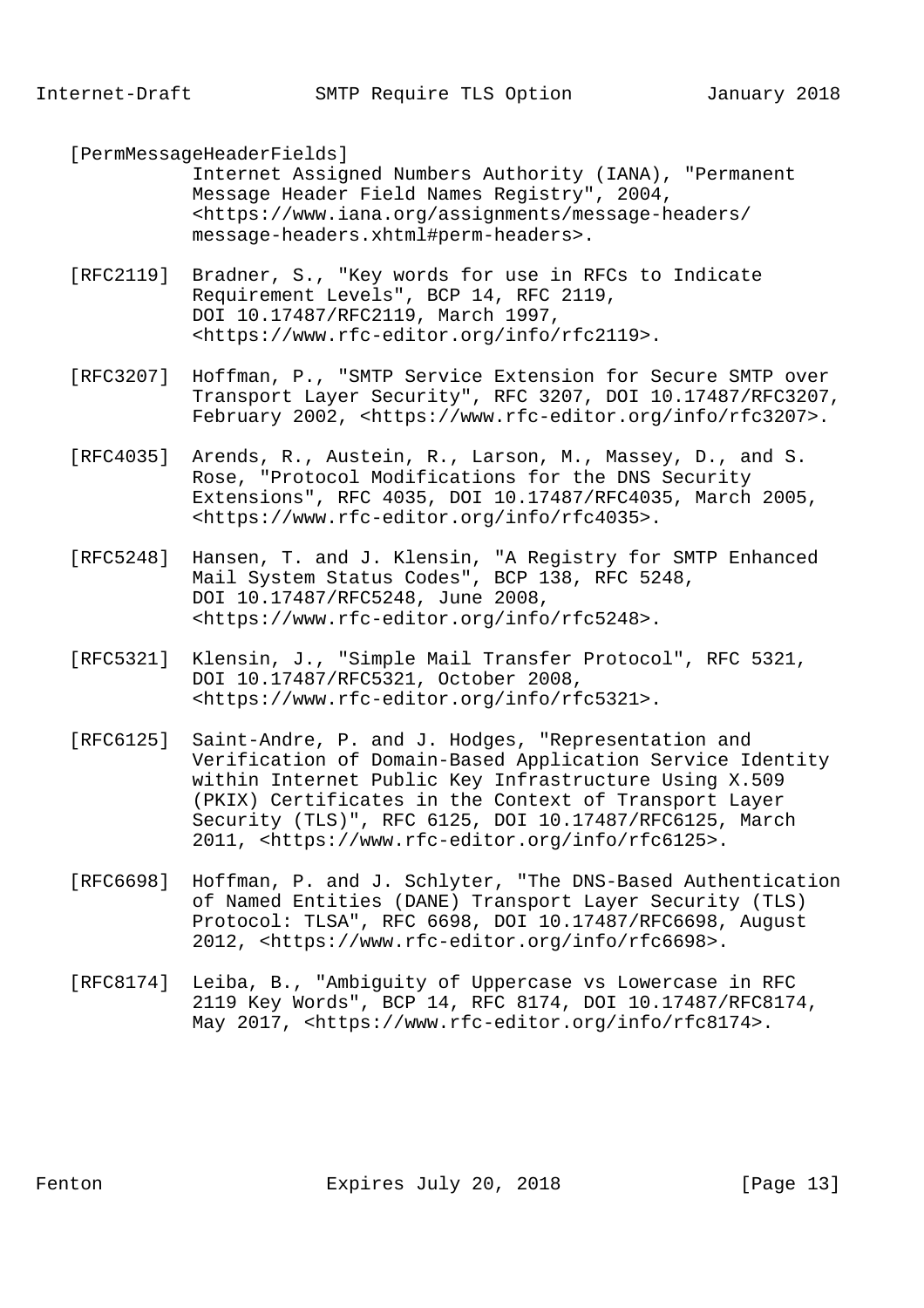[PermMessageHeaderFields]
Internet Assigned Numbers Authority (IANA), "Permanent Message Header Field Names Registry", 2004, <https://www.iana.org/assignments/message-headers/message-headers.xhtml#perm-headers>.

[RFC2119] Bradner, S., "Key words for use in RFCs to Indicate Requirement Levels", BCP 14, RFC 2119, DOI 10.17487/RFC2119, March 1997, <https://www.rfc-editor.org/info/rfc2119>.

[RFC3207] Hoffman, P., "SMTP Service Extension for Secure SMTP over Transport Layer Security", RFC 3207, DOI 10.17487/RFC3207, February 2002, <https://www.rfc-editor.org/info/rfc3207>.

[RFC4035] Arends, R., Austein, R., Larson, M., Massey, D., and S. Rose, "Protocol Modifications for the DNS Security Extensions", RFC 4035, DOI 10.17487/RFC4035, March 2005, <https://www.rfc-editor.org/info/rfc4035>.

[RFC5248] Hansen, T. and J. Klensin, "A Registry for SMTP Enhanced Mail System Status Codes", BCP 138, RFC 5248, DOI 10.17487/RFC5248, June 2008, <https://www.rfc-editor.org/info/rfc5248>.

[RFC5321] Klensin, J., "Simple Mail Transfer Protocol", RFC 5321, DOI 10.17487/RFC5321, October 2008, <https://www.rfc-editor.org/info/rfc5321>.

[RFC6125] Saint-Andre, P. and J. Hodges, "Representation and Verification of Domain-Based Application Service Identity within Internet Public Key Infrastructure Using X.509 (PKIX) Certificates in the Context of Transport Layer Security (TLS)", RFC 6125, DOI 10.17487/RFC6125, March 2011, <https://www.rfc-editor.org/info/rfc6125>.

[RFC6698] Hoffman, P. and J. Schlyter, "The DNS-Based Authentication of Named Entities (DANE) Transport Layer Security (TLS) Protocol: TLSA", RFC 6698, DOI 10.17487/RFC6698, August 2012, <https://www.rfc-editor.org/info/rfc6698>.

[RFC8174] Leiba, B., "Ambiguity of Uppercase vs Lowercase in RFC 2119 Key Words", BCP 14, RFC 8174, DOI 10.17487/RFC8174, May 2017, <https://www.rfc-editor.org/info/rfc8174>.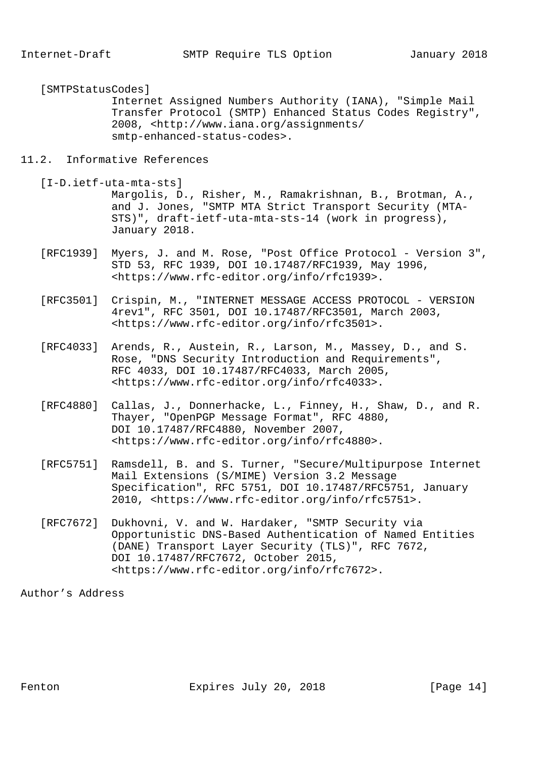[SMTPStatusCodes]
Internet Assigned Numbers Authority (IANA), "Simple Mail Transfer Protocol (SMTP) Enhanced Status Codes Registry", 2008, <http://www.iana.org/assignments/smtp-enhanced-status-codes>.

## 11.2. Informative References

[I-D.ietf-uta-mta-sts]
Margolis, D., Risher, M., Ramakrishnan, B., Brotman, A., and J. Jones, "SMTP MTA Strict Transport Security (MTA-STS)", draft-ietf-uta-mta-sts-14 (work in progress), January 2018.

[RFC1939] Myers, J. and M. Rose, "Post Office Protocol - Version 3", STD 53, RFC 1939, DOI 10.17487/RFC1939, May 1996, <https://www.rfc-editor.org/info/rfc1939>.

[RFC3501] Crispin, M., "INTERNET MESSAGE ACCESS PROTOCOL - VERSION 4rev1", RFC 3501, DOI 10.17487/RFC3501, March 2003, <https://www.rfc-editor.org/info/rfc3501>.

[RFC4033] Arends, R., Austein, R., Larson, M., Massey, D., and S. Rose, "DNS Security Introduction and Requirements", RFC 4033, DOI 10.17487/RFC4033, March 2005, <https://www.rfc-editor.org/info/rfc4033>.

[RFC4880] Callas, J., Donnerhacke, L., Finney, H., Shaw, D., and R. Thayer, "OpenPGP Message Format", RFC 4880, DOI 10.17487/RFC4880, November 2007, <https://www.rfc-editor.org/info/rfc4880>.

[RFC5751] Ramsdell, B. and S. Turner, "Secure/Multipurpose Internet Mail Extensions (S/MIME) Version 3.2 Message Specification", RFC 5751, DOI 10.17487/RFC5751, January 2010, <https://www.rfc-editor.org/info/rfc5751>.

[RFC7672] Dukhovni, V. and W. Hardaker, "SMTP Security via Opportunistic DNS-Based Authentication of Named Entities (DANE) Transport Layer Security (TLS)", RFC 7672, DOI 10.17487/RFC7672, October 2015, <https://www.rfc-editor.org/info/rfc7672>.

## Author's Address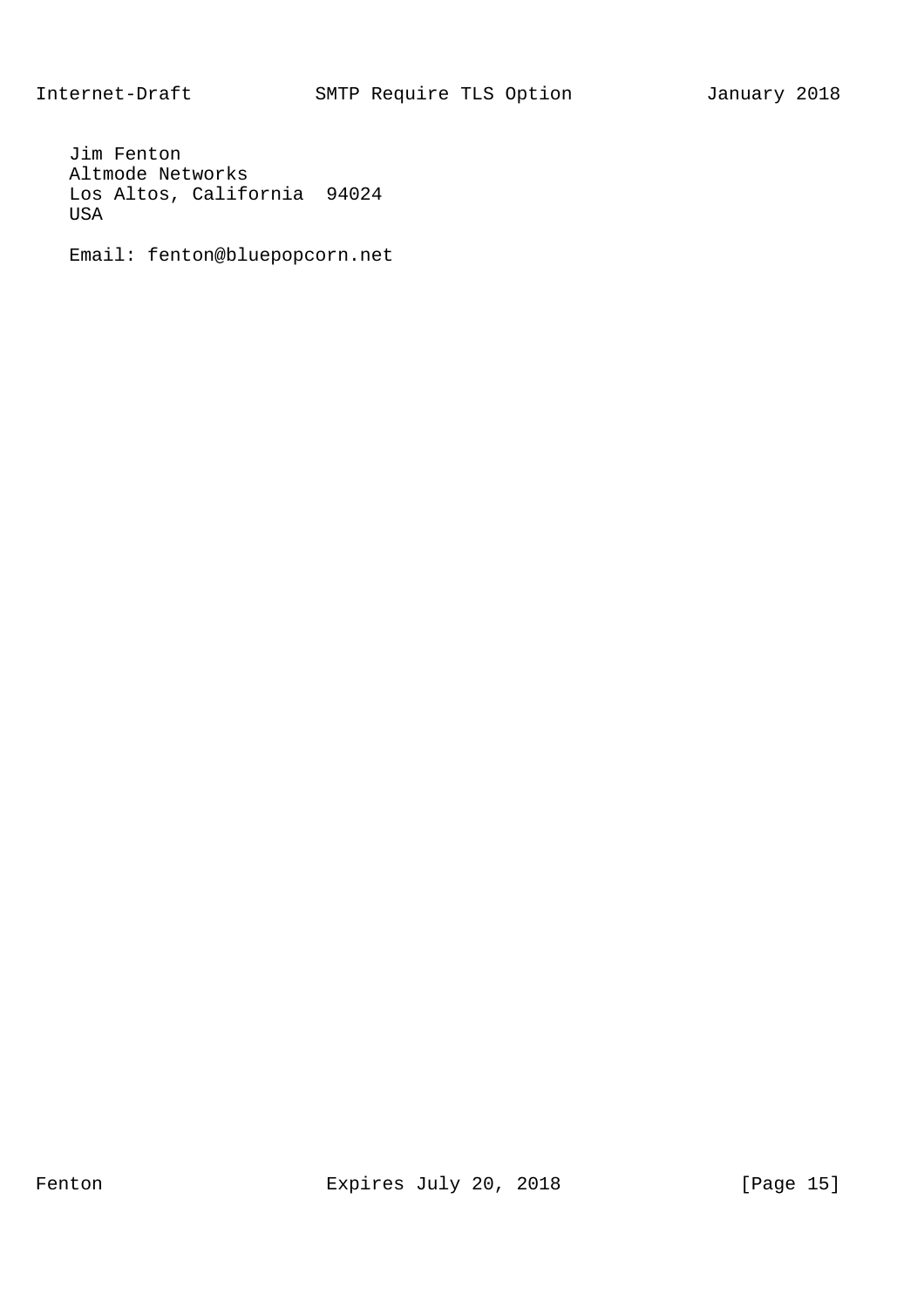Jim Fenton
Altmode Networks
Los Altos, California 94024
USA

Email: fenton@bluepopcorn.net